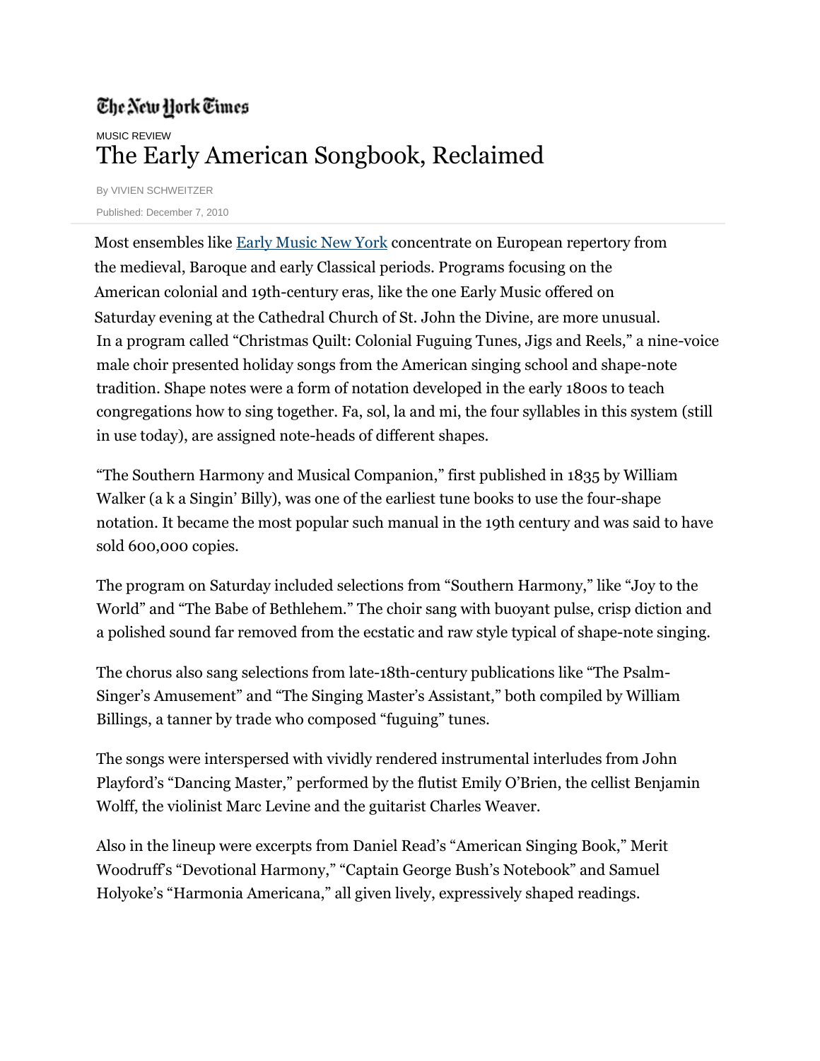The New York Times

MUSIC REVIEW

# The Early American Songbook, Reclaimed

By VIVIEN SCHWEITZER

Published: December 7, 2010

Most ensembles like Early Music New York concentrate on European repertory from the medieval, Baroque and early Classical periods. Programs focusing on the American colonial and 19th-century eras, like the one Early Music offered on Saturday evening at the Cathedral Church of St. John the Divine, are more unusual. In a program called "Christmas Quilt: Colonial Fuguing Tunes, Jigs and Reels," a nine-voice male choir presented holiday songs from the American singing school and shape-note tradition. Shape notes were a form of notation developed in the early 1800s to teach congregations how to sing together. Fa, sol, la and mi, the four syllables in this system (still in use today), are assigned note-heads of different shapes.

"The Southern Harmony and Musical Companion," first published in 1835 by William Walker (a k a Singin' Billy), was one of the earliest tune books to use the four-shape notation. It became the most popular such manual in the 19th century and was said to have sold 600,000 copies.

The program on Saturday included selections from "Southern Harmony," like "Joy to the World" and "The Babe of Bethlehem." The choir sang with buoyant pulse, crisp diction and a polished sound far removed from the ecstatic and raw style typical of shape-note singing.

The chorus also sang selections from late-18th-century publications like "The Psalm-Singer's Amusement" and "The Singing Master's Assistant," both compiled by William Billings, a tanner by trade who composed "fuguing" tunes.

The songs were interspersed with vividly rendered instrumental interludes from John Playford's "Dancing Master," performed by the flutist Emily O'Brien, the cellist Benjamin Wolff, the violinist Marc Levine and the guitarist Charles Weaver.

Also in the lineup were excerpts from Daniel Read's "American Singing Book," Merit Woodruff's "Devotional Harmony," "Captain George Bush's Notebook" and Samuel Holyoke's "Harmonia Americana," all given lively, expressively shaped readings.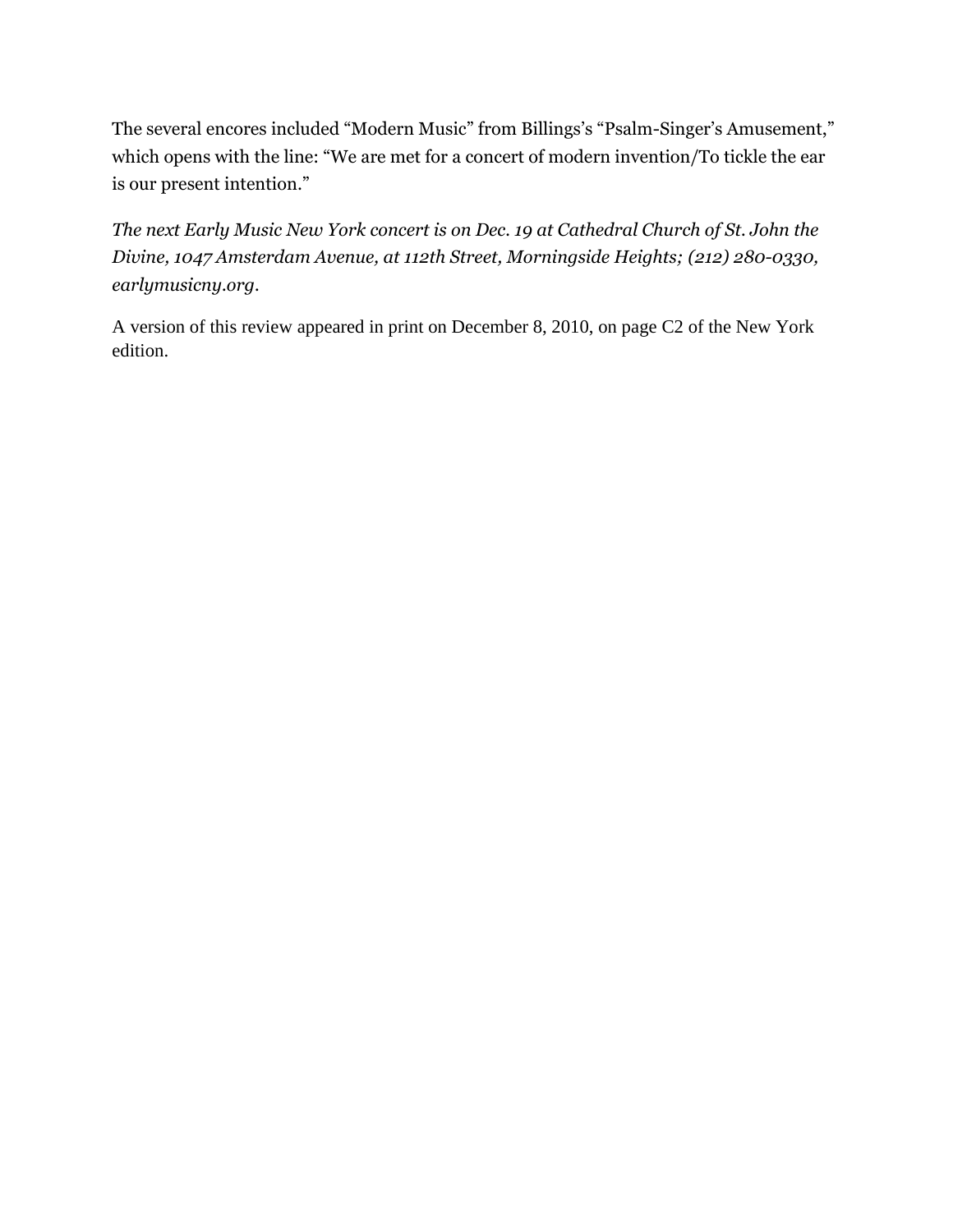The several encores included “Modern Music” from Billings’s “Psalm-Singer’s Amusement,” which opens with the line: “We are met for a concert of modern invention/To tickle the ear is our present intention.”

*The next Early Music New York concert is on Dec. 19 at Cathedral Church of St. John the Divine, 1047 Amsterdam Avenue, at 112th Street, Morningside Heights; (212) 280-0330, earlymusicny.org.*

A version of this review appeared in print on December 8, 2010, on page C2 of the New York edition.